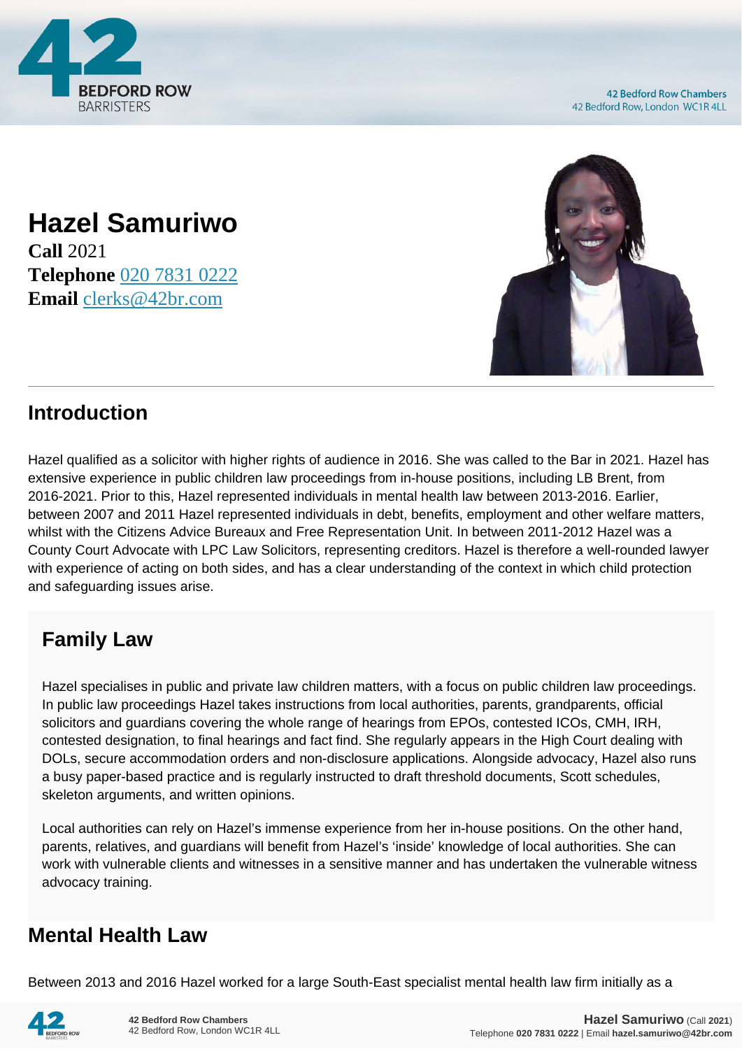# Hazel Samuriwo

**Call** 2021
**Telephone** 020 7831 0222
**Email** clerks@42br.com

## Introduction

Hazel qualified as a solicitor with higher rights of audience in 2016. She was called to the Bar in 2021. Hazel has extensive experience in public children law proceedings from in-house positions, including LB Brent, from 2016-2021. Prior to this, Hazel represented individuals in mental health law between 2013-2016. Earlier, between 2007 and 2011 Hazel represented individuals in debt, benefits, employment and other welfare matters, whilst with the Citizens Advice Bureaux and Free Representation Unit. In between 2011-2012 Hazel was a County Court Advocate with LPC Law Solicitors, representing creditors. Hazel is therefore a well-rounded lawyer with experience of acting on both sides, and has a clear understanding of the context in which child protection and safeguarding issues arise.

## Family Law

Hazel specialises in public and private law children matters, with a focus on public children law proceedings. In public law proceedings Hazel takes instructions from local authorities, parents, grandparents, official solicitors and guardians covering the whole range of hearings from EPOs, contested ICOs, CMH, IRH, contested designation, to final hearings and fact find. She regularly appears in the High Court dealing with DOLs, secure accommodation orders and non-disclosure applications. Alongside advocacy, Hazel also runs a busy paper-based practice and is regularly instructed to draft threshold documents, Scott schedules, skeleton arguments, and written opinions.

Local authorities can rely on Hazel's immense experience from her in-house positions. On the other hand, parents, relatives, and guardians will benefit from Hazel's 'inside' knowledge of local authorities. She can work with vulnerable clients and witnesses in a sensitive manner and has undertaken the vulnerable witness advocacy training.

## Mental Health Law

Between 2013 and 2016 Hazel worked for a large South-East specialist mental health law firm initially as a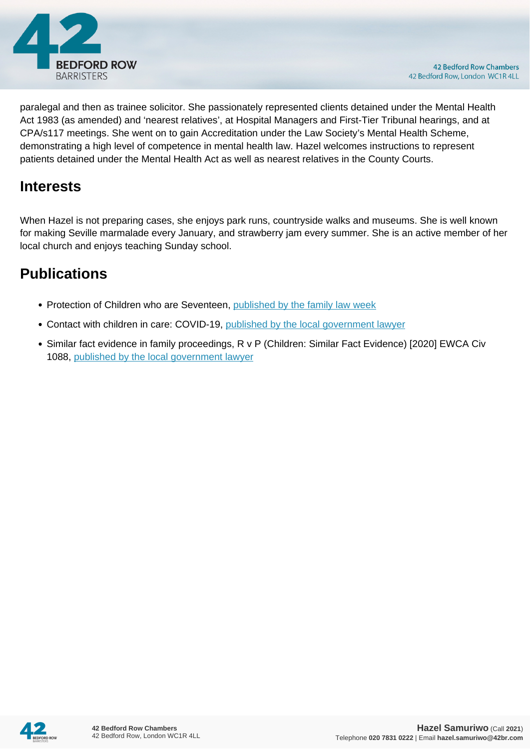paralegal and then as trainee solicitor. She passionately represented clients detained under the Mental Health Act 1983 (as amended) and 'nearest relatives', at Hospital Managers and First-Tier Tribunal hearings, and at CPA/s117 meetings. She went on to gain Accreditation under the Law Society's Mental Health Scheme, demonstrating a high level of competence in mental health law. Hazel welcomes instructions to represent patients detained under the Mental Health Act as well as nearest relatives in the County Courts.

## Interests

When Hazel is not preparing cases, she enjoys park runs, countryside walks and museums. She is well known for making Seville marmalade every January, and strawberry jam every summer. She is an active member of her local church and enjoys teaching Sunday school.

## Publications

- Protection of Children who are Seventeen, published by the family law week
- Contact with children in care: COVID-19, published by the local government lawyer
- Similar fact evidence in family proceedings, R v P (Children: Similar Fact Evidence) [2020] EWCA Civ 1088, published by the local government lawyer